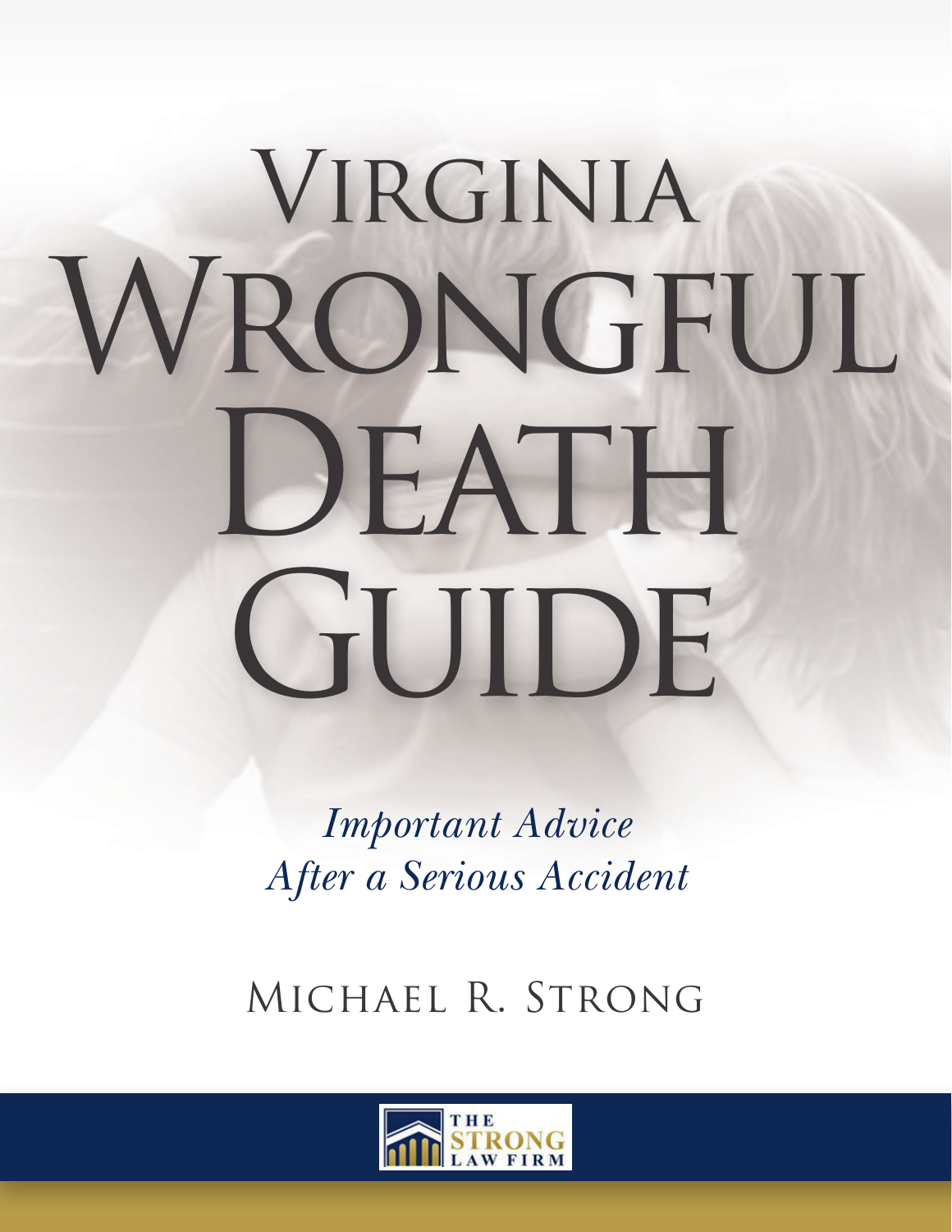# Virginia Wrongful Death Guide

*Important Advice After a Serious Accident*

Michael R. Strong

The Strong Law Firm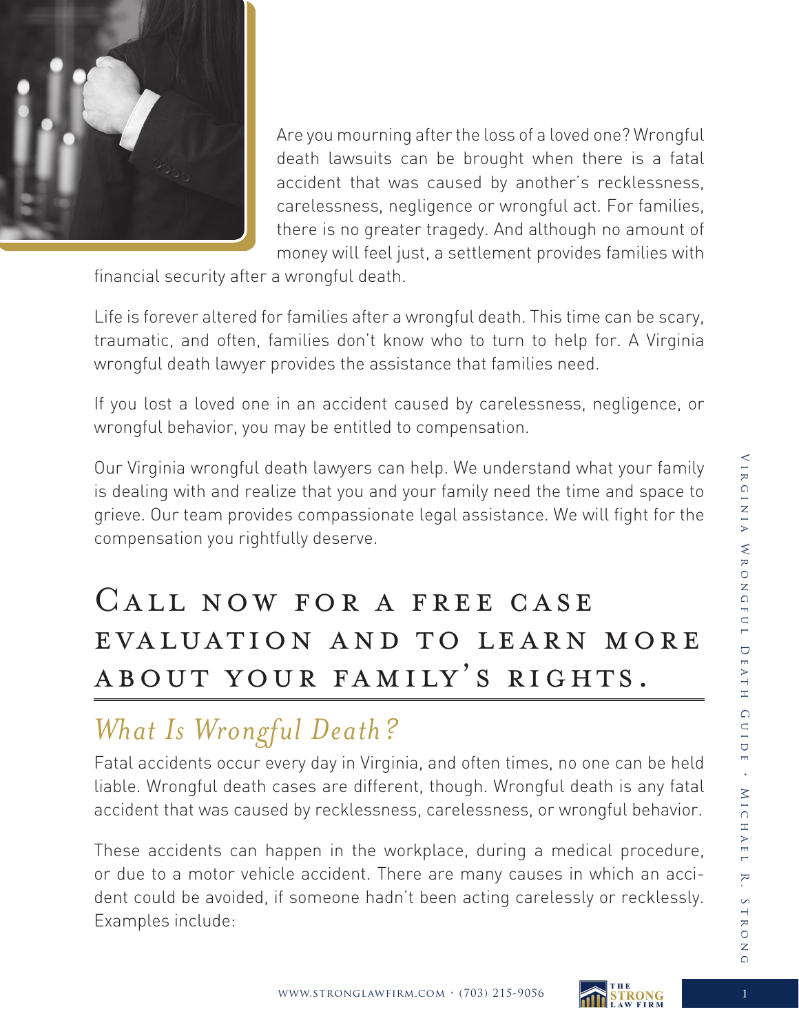Are you mourning after the loss of a loved one? Wrongful death lawsuits can be brought when there is a fatal accident that was caused by another's recklessness, carelessness, negligence or wrongful act. For families, there is no greater tragedy. And although no amount of money will feel just, a settlement provides families with financial security after a wrongful death.

Life is forever altered for families after a wrongful death. This time can be scary, traumatic, and often, families don't know who to turn to help for. A Virginia wrongful death lawyer provides the assistance that families need.

If you lost a loved one in an accident caused by carelessness, negligence, or wrongful behavior, you may be entitled to compensation.

Our Virginia wrongful death lawyers can help. We understand what your family is dealing with and realize that you and your family need the time and space to grieve. Our team provides compassionate legal assistance. We will fight for the compensation you rightfully deserve.

## Call now for a free case evaluation and to learn more about your family's rights.

## *What Is Wrongful Death?*

Fatal accidents occur every day in Virginia, and often times, no one can be held liable. Wrongful death cases are different, though. Wrongful death is any fatal accident that was caused by recklessness, carelessness, or wrongful behavior.

These accidents can happen in the workplace, during a medical procedure, or due to a motor vehicle accident. There are many causes in which an accident could be avoided, if someone hadn't been acting carelessly or recklessly. Examples include: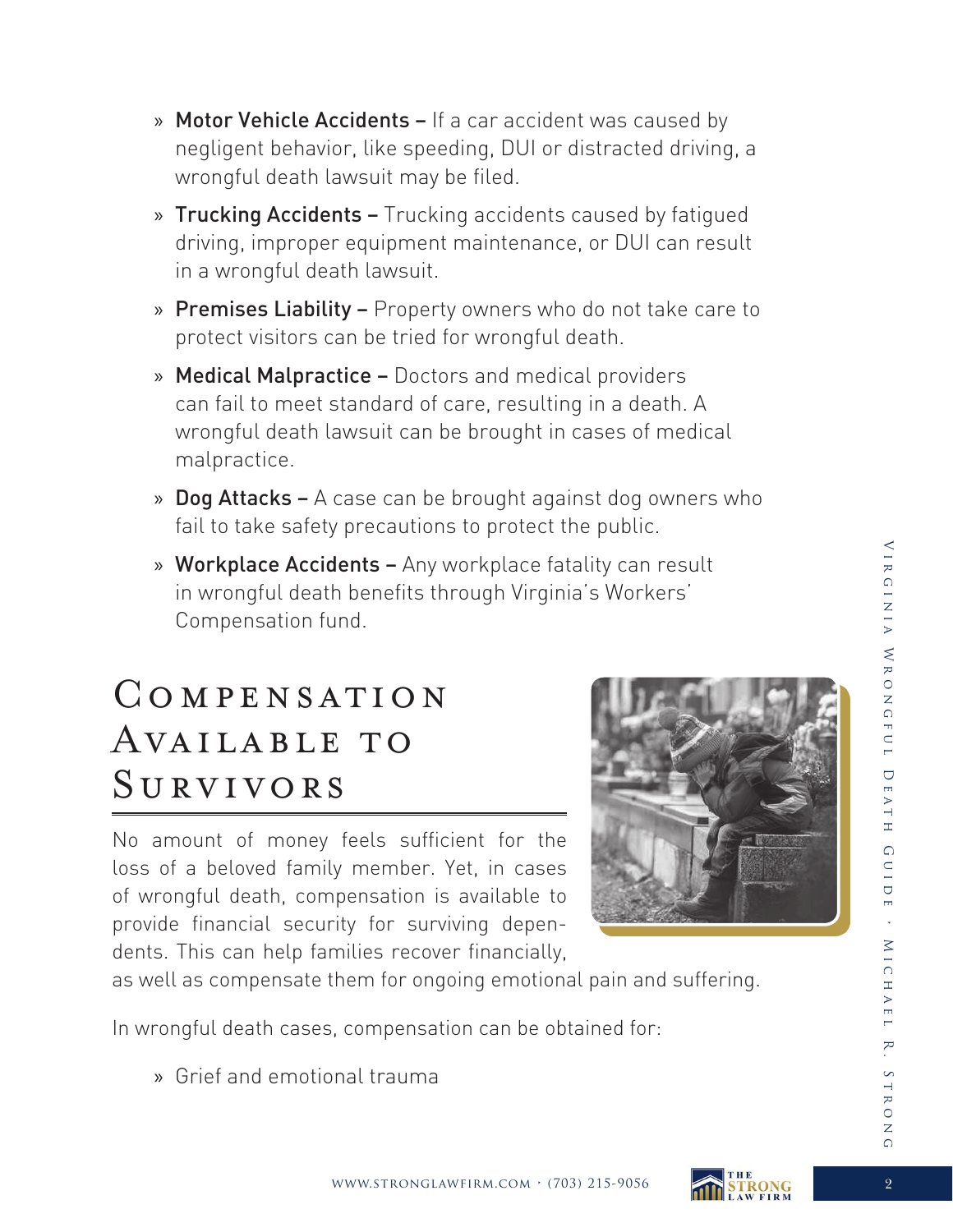- **Motor Vehicle Accidents –** If a car accident was caused by negligent behavior, like speeding, DUI or distracted driving, a wrongful death lawsuit may be filed.
- **Trucking Accidents –** Trucking accidents caused by fatigued driving, improper equipment maintenance, or DUI can result in a wrongful death lawsuit.
- **Premises Liability –** Property owners who do not take care to protect visitors can be tried for wrongful death.
- **Medical Malpractice –** Doctors and medical providers can fail to meet standard of care, resulting in a death. A wrongful death lawsuit can be brought in cases of medical malpractice.
- **Dog Attacks –** A case can be brought against dog owners who fail to take safety precautions to protect the public.
- **Workplace Accidents –** Any workplace fatality can result in wrongful death benefits through Virginia's Workers' Compensation fund.

## Compensation Available to Survivors

No amount of money feels sufficient for the loss of a beloved family member. Yet, in cases of wrongful death, compensation is available to provide financial security for surviving dependents. This can help families recover financially, as well as compensate them for ongoing emotional pain and suffering.

In wrongful death cases, compensation can be obtained for:

- Grief and emotional trauma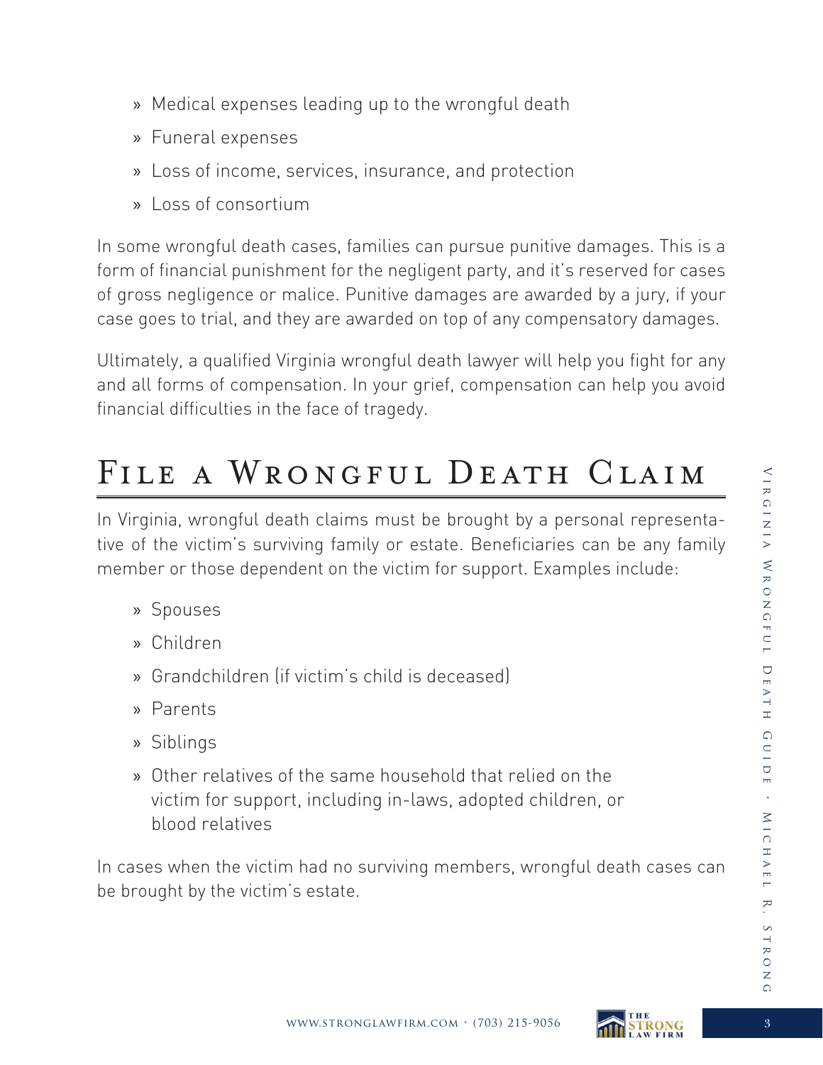- Medical expenses leading up to the wrongful death
- Funeral expenses
- Loss of income, services, insurance, and protection
- Loss of consortium

In some wrongful death cases, families can pursue punitive damages. This is a form of financial punishment for the negligent party, and it's reserved for cases of gross negligence or malice. Punitive damages are awarded by a jury, if your case goes to trial, and they are awarded on top of any compensatory damages.

Ultimately, a qualified Virginia wrongful death lawyer will help you fight for any and all forms of compensation. In your grief, compensation can help you avoid financial difficulties in the face of tragedy.

# File a Wrongful Death Claim

In Virginia, wrongful death claims must be brought by a personal representative of the victim's surviving family or estate. Beneficiaries can be any family member or those dependent on the victim for support. Examples include:

- Spouses
- Children
- Grandchildren (if victim's child is deceased)
- Parents
- Siblings
- Other relatives of the same household that relied on the victim for support, including in-laws, adopted children, or blood relatives

In cases when the victim had no surviving members, wrongful death cases can be brought by the victim's estate.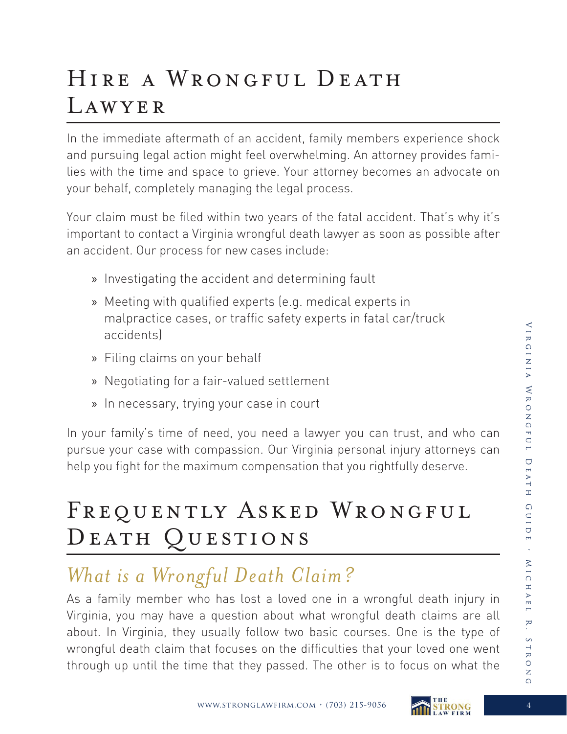# Hire a Wrongful Death Lawyer

In the immediate aftermath of an accident, family members experience shock and pursuing legal action might feel overwhelming. An attorney provides families with the time and space to grieve. Your attorney becomes an advocate on your behalf, completely managing the legal process.

Your claim must be filed within two years of the fatal accident. That's why it's important to contact a Virginia wrongful death lawyer as soon as possible after an accident. Our process for new cases include:

- Investigating the accident and determining fault
- Meeting with qualified experts (e.g. medical experts in malpractice cases, or traffic safety experts in fatal car/truck accidents)
- Filing claims on your behalf
- Negotiating for a fair-valued settlement
- In necessary, trying your case in court

In your family's time of need, you need a lawyer you can trust, and who can pursue your case with compassion. Our Virginia personal injury attorneys can help you fight for the maximum compensation that you rightfully deserve.

# Frequently Asked Wrongful Death Questions

## *What is a Wrongful Death Claim?*

As a family member who has lost a loved one in a wrongful death injury in Virginia, you may have a question about what wrongful death claims are all about. In Virginia, they usually follow two basic courses. One is the type of wrongful death claim that focuses on the difficulties that your loved one went through up until the time that they passed. The other is to focus on what the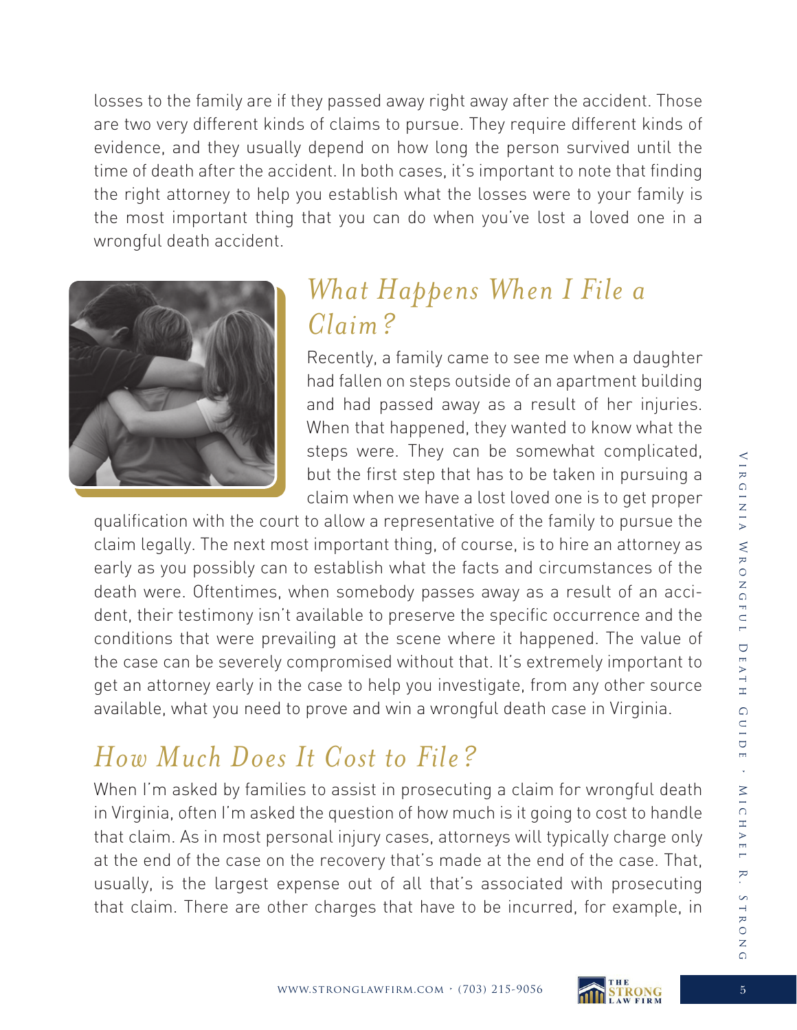losses to the family are if they passed away right away after the accident. Those are two very different kinds of claims to pursue. They require different kinds of evidence, and they usually depend on how long the person survived until the time of death after the accident. In both cases, it's important to note that finding the right attorney to help you establish what the losses were to your family is the most important thing that you can do when you've lost a loved one in a wrongful death accident.

## *What Happens When I File a Claim?*

Recently, a family came to see me when a daughter had fallen on steps outside of an apartment building and had passed away as a result of her injuries. When that happened, they wanted to know what the steps were. They can be somewhat complicated, but the first step that has to be taken in pursuing a claim when we have a lost loved one is to get proper qualification with the court to allow a representative of the family to pursue the claim legally. The next most important thing, of course, is to hire an attorney as early as you possibly can to establish what the facts and circumstances of the death were. Oftentimes, when somebody passes away as a result of an accident, their testimony isn't available to preserve the specific occurrence and the conditions that were prevailing at the scene where it happened. The value of the case can be severely compromised without that. It's extremely important to get an attorney early in the case to help you investigate, from any other source available, what you need to prove and win a wrongful death case in Virginia.

## *How Much Does It Cost to File?*

When I'm asked by families to assist in prosecuting a claim for wrongful death in Virginia, often I'm asked the question of how much is it going to cost to handle that claim. As in most personal injury cases, attorneys will typically charge only at the end of the case on the recovery that's made at the end of the case. That, usually, is the largest expense out of all that's associated with prosecuting that claim. There are other charges that have to be incurred, for example, in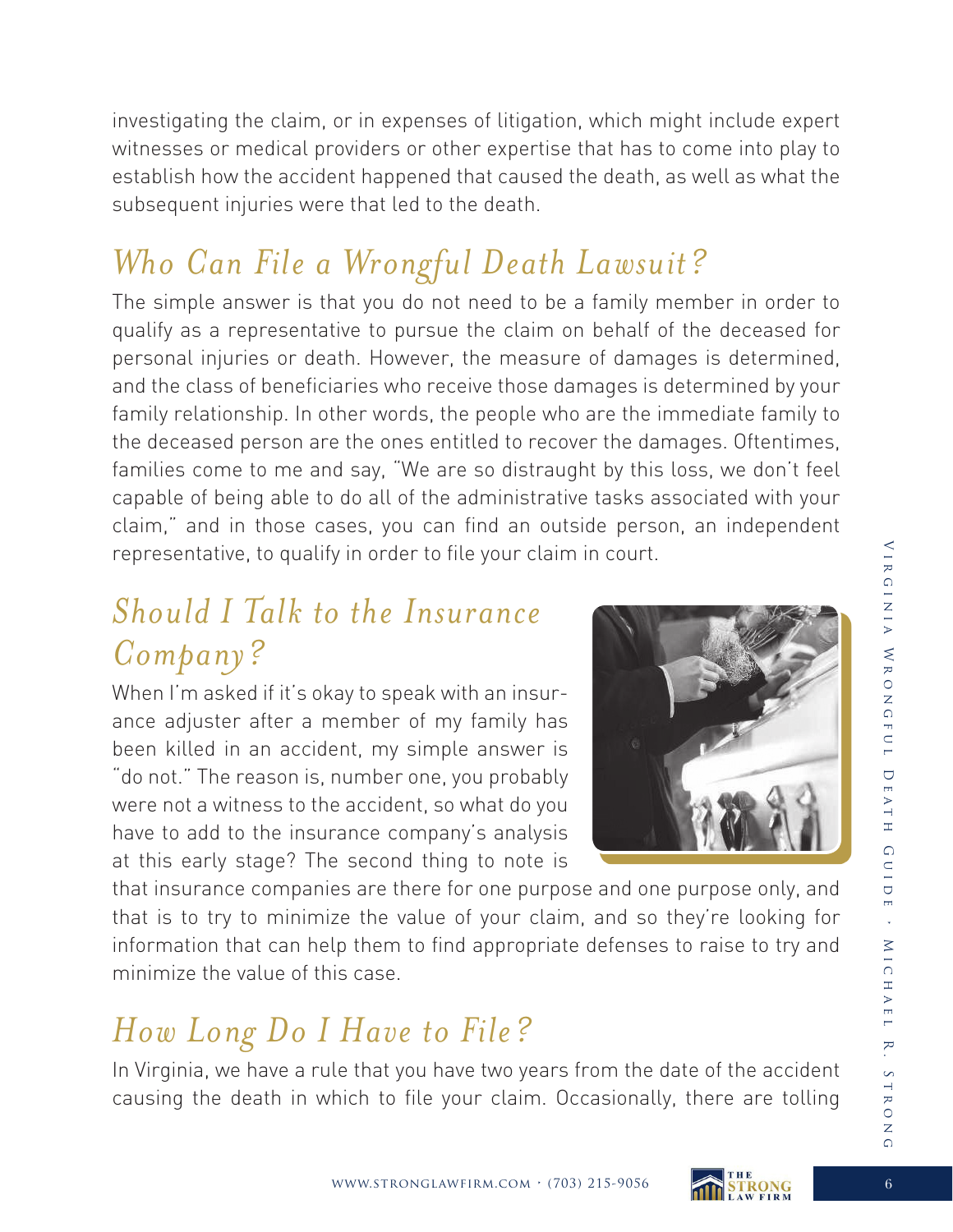investigating the claim, or in expenses of litigation, which might include expert witnesses or medical providers or other expertise that has to come into play to establish how the accident happened that caused the death, as well as what the subsequent injuries were that led to the death.

## *Who Can File a Wrongful Death Lawsuit?*

The simple answer is that you do not need to be a family member in order to qualify as a representative to pursue the claim on behalf of the deceased for personal injuries or death. However, the measure of damages is determined, and the class of beneficiaries who receive those damages is determined by your family relationship. In other words, the people who are the immediate family to the deceased person are the ones entitled to recover the damages. Oftentimes, families come to me and say, "We are so distraught by this loss, we don't feel capable of being able to do all of the administrative tasks associated with your claim," and in those cases, you can find an outside person, an independent representative, to qualify in order to file your claim in court.

## *Should I Talk to the Insurance Company?*

When I'm asked if it's okay to speak with an insurance adjuster after a member of my family has been killed in an accident, my simple answer is "do not." The reason is, number one, you probably were not a witness to the accident, so what do you have to add to the insurance company's analysis at this early stage? The second thing to note is that insurance companies are there for one purpose and one purpose only, and that is to try to minimize the value of your claim, and so they're looking for information that can help them to find appropriate defenses to raise to try and minimize the value of this case.

## *How Long Do I Have to File?*

In Virginia, we have a rule that you have two years from the date of the accident causing the death in which to file your claim. Occasionally, there are tolling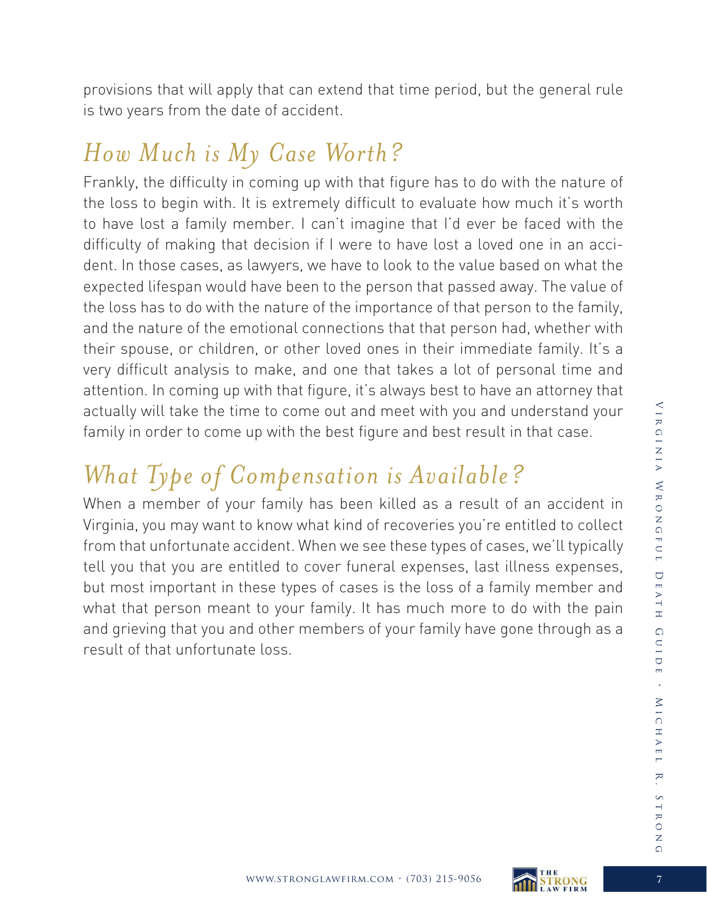provisions that will apply that can extend that time period, but the general rule is two years from the date of accident.

## How Much is My Case Worth?

Frankly, the difficulty in coming up with that figure has to do with the nature of the loss to begin with. It is extremely difficult to evaluate how much it's worth to have lost a family member. I can't imagine that I'd ever be faced with the difficulty of making that decision if I were to have lost a loved one in an accident. In those cases, as lawyers, we have to look to the value based on what the expected lifespan would have been to the person that passed away. The value of the loss has to do with the nature of the importance of that person to the family, and the nature of the emotional connections that that person had, whether with their spouse, or children, or other loved ones in their immediate family. It's a very difficult analysis to make, and one that takes a lot of personal time and attention. In coming up with that figure, it's always best to have an attorney that actually will take the time to come out and meet with you and understand your family in order to come up with the best figure and best result in that case.

## What Type of Compensation is Available?

When a member of your family has been killed as a result of an accident in Virginia, you may want to know what kind of recoveries you're entitled to collect from that unfortunate accident. When we see these types of cases, we'll typically tell you that you are entitled to cover funeral expenses, last illness expenses, but most important in these types of cases is the loss of a family member and what that person meant to your family. It has much more to do with the pain and grieving that you and other members of your family have gone through as a result of that unfortunate loss.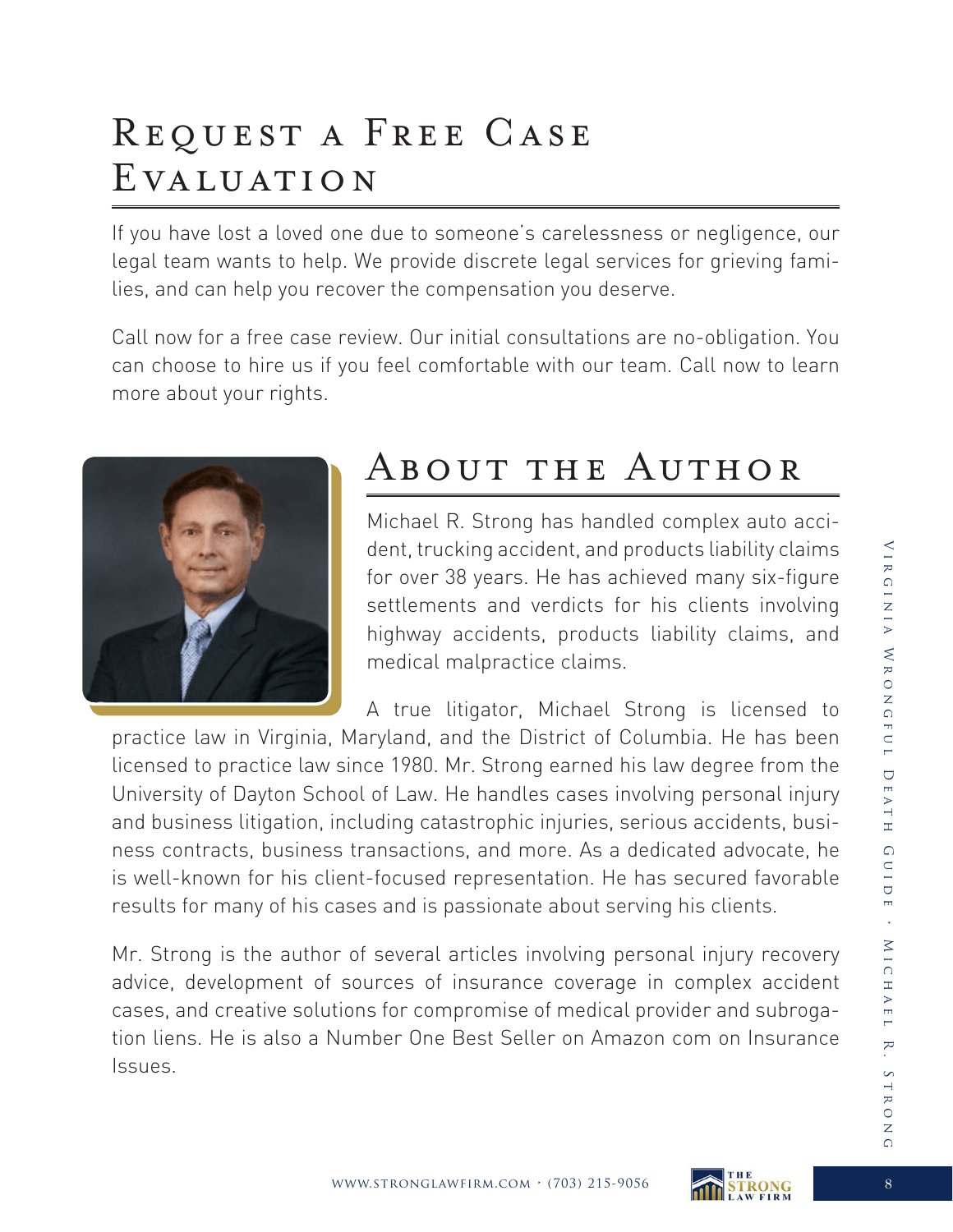# Request a Free Case Evaluation

If you have lost a loved one due to someone's carelessness or negligence, our legal team wants to help. We provide discrete legal services for grieving families, and can help you recover the compensation you deserve.

Call now for a free case review. Our initial consultations are no-obligation. You can choose to hire us if you feel comfortable with our team. Call now to learn more about your rights.

# About the Author

Michael R. Strong has handled complex auto accident, trucking accident, and products liability claims for over 38 years. He has achieved many six-figure settlements and verdicts for his clients involving highway accidents, products liability claims, and medical malpractice claims.

A true litigator, Michael Strong is licensed to practice law in Virginia, Maryland, and the District of Columbia. He has been licensed to practice law since 1980. Mr. Strong earned his law degree from the University of Dayton School of Law. He handles cases involving personal injury and business litigation, including catastrophic injuries, serious accidents, business contracts, business transactions, and more. As a dedicated advocate, he is well-known for his client-focused representation. He has secured favorable results for many of his cases and is passionate about serving his clients.

Mr. Strong is the author of several articles involving personal injury recovery advice, development of sources of insurance coverage in complex accident cases, and creative solutions for compromise of medical provider and subrogation liens. He is also a Number One Best Seller on Amazon com on Insurance Issues.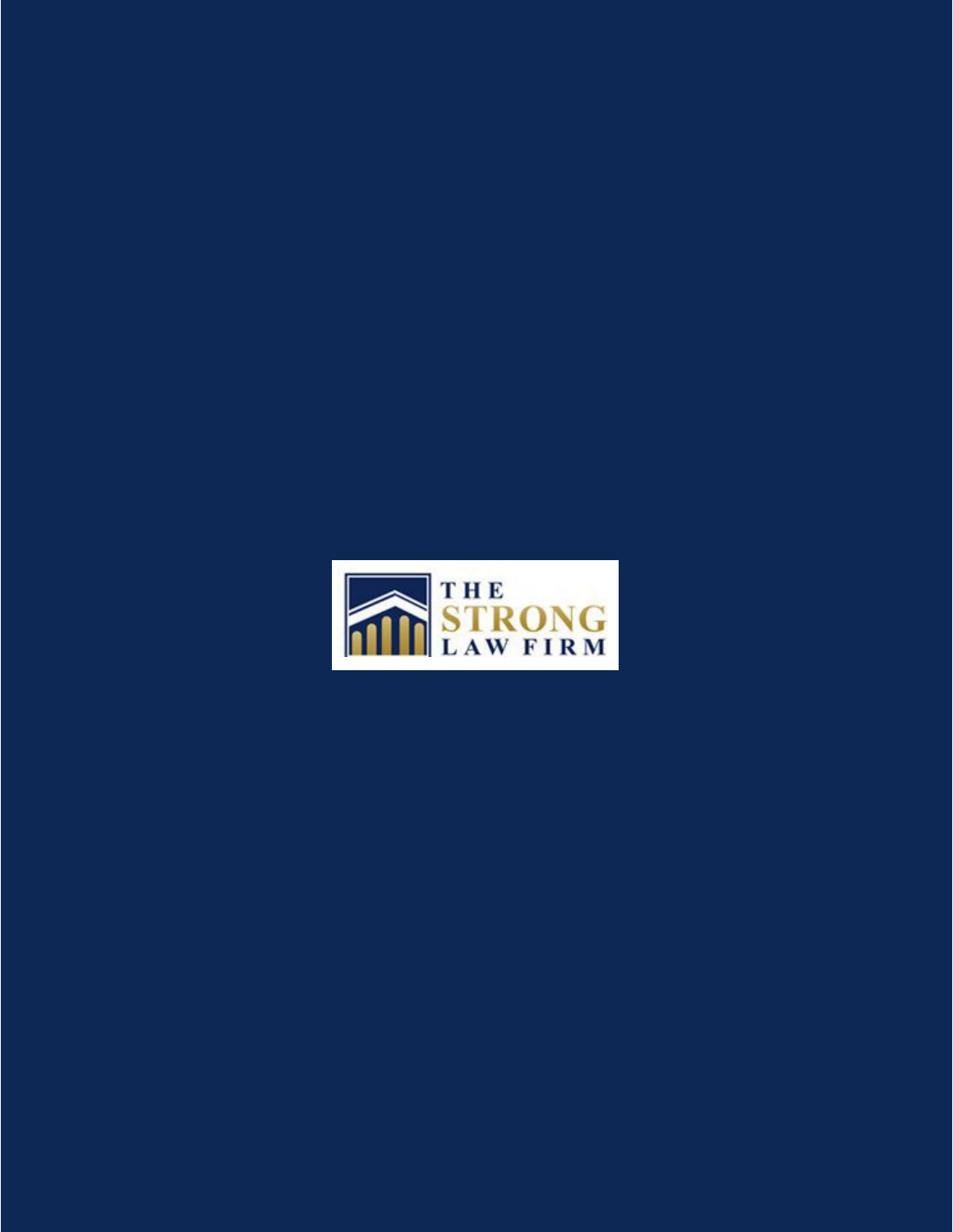THE
STRONG
LAW FIRM